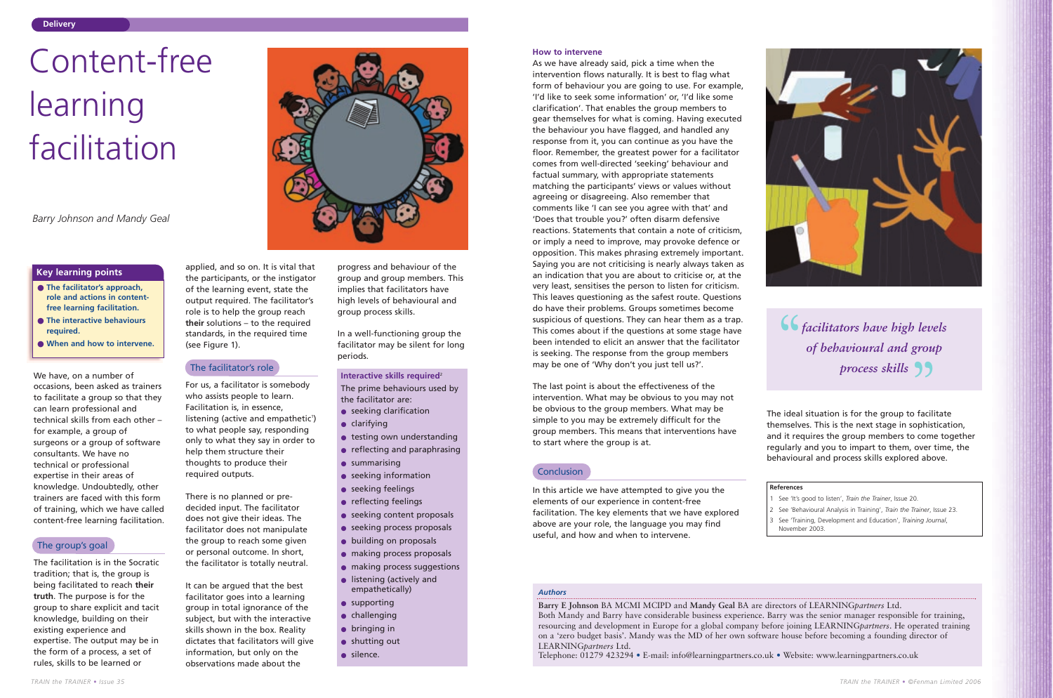Delivery

# Content-free learning facilitation

*Barry Johnson and Mandy Geal*

## Key learning points

- **The facilitator's approach, role and actions in content-free learning facilitation.**
- **The interactive behaviours required.**
- **When and how to intervene.**

We have, on a number of occasions, been asked as trainers to facilitate a group so that they can learn professional and technical skills from each other – for example, a group of surgeons or a group of software consultants. We have no technical or professional expertise in their areas of knowledge. Undoubtedly, other trainers are faced with this form of training, which we have called content-free learning facilitation.

## The group's goal

The facilitation is in the Socratic tradition; that is, the group is being facilitated to reach **their truth**. The purpose is for the group to share explicit and tacit knowledge, building on their existing experience and expertise. The output may be in the form of a process, a set of rules, skills to be learned or applied, and so on. It is vital that the participants, or the instigator of the learning event, state the output required. The facilitator's role is to help the group reach **their** solutions – to the required standards, in the required time (see Figure 1).

## The facilitator's role

For us, a facilitator is somebody who assists people to learn. Facilitation is, in essence, listening (active and empathetic[1]) to what people say, responding only to what they say in order to help them structure their thoughts to produce their required outputs.

There is no planned or pre-decided input. The facilitator does not give their ideas. The facilitator does not manipulate the group to reach some given or personal outcome. In short, the facilitator is totally neutral.

It can be argued that the best facilitator goes into a learning group in total ignorance of the subject, but with the interactive skills shown in the box. Reality dictates that facilitators will give information, but only on the observations made about the progress and behaviour of the group and group members. This implies that facilitators have high levels of behavioural and group process skills.

In a well-functioning group the facilitator may be silent for long periods.

### Interactive skills required[2]

The prime behaviours used by the facilitator are:

- seeking clarification
- clarifying
- testing own understanding
- reflecting and paraphrasing
- summarising
- seeking information
- seeking feelings
- reflecting feelings
- seeking content proposals
- seeking process proposals
- building on proposals
- making process proposals
- making process suggestions
- listening (actively and empathetically)
- supporting
- challenging
- bringing in
- shutting out
- silence.

### How to intervene

As we have already said, pick a time when the intervention flows naturally. It is best to flag what form of behaviour you are going to use. For example, 'I'd like to seek some information' or, 'I'd like some clarification'. That enables the group members to gear themselves for what is coming. Having executed the behaviour you have flagged, and handled any response from it, you can continue as you have the floor. Remember, the greatest power for a facilitator comes from well-directed 'seeking' behaviour and factual summary, with appropriate statements matching the participants' views or values without agreeing or disagreeing. Also remember that comments like 'I can see you agree with that' and 'Does that trouble you?' often disarm defensive reactions. Statements that contain a note of criticism, or imply a need to improve, may provoke defence or opposition. This makes phrasing extremely important. Saying you are not criticising is nearly always taken as an indication that you are about to criticise or, at the very least, sensitises the person to listen for criticism. This leaves questioning as the safest route. Questions do have their problems. Groups sometimes become suspicious of questions. They can hear them as a trap. This comes about if the questions at some stage have been intended to elicit an answer that the facilitator is seeking. The response from the group members may be one of 'Why don't you just tell us?'.

The last point is about the effectiveness of the intervention. What may be obvious to you may not be obvious to the group members. What may be simple to you may be extremely difficult for the group members. This means that interventions have to start where the group is at.

> "facilitators have high levels of behavioural and group process skills"

## Conclusion

In this article we have attempted to give you the elements of our experience in content-free facilitation. The key elements that we have explored above are your role, the language you may find useful, and how and when to intervene.

The ideal situation is for the group to facilitate themselves. This is the next stage in sophistication, and it requires the group members to come together regularly and you to impart to them, over time, the behavioural and process skills explored above.

**References**

1. See 'It's good to listen', *Train the Trainer*, Issue 20.
2. See 'Behavioural Analysis in Training', *Train the Trainer*, Issue 23.
3. See 'Training, Development and Education', *Training Journal*, November 2003.

***Authors***

**Barry E Johnson** BA MCMI MCIPD and **Mandy Geal** BA are directors of LEARNING*partners* Ltd.
Both Mandy and Barry have considerable business experience. Barry was the senior manager responsible for training, resourcing and development in Europe for a global company before joining LEARNING*partners*. He operated training on a 'zero budget basis'. Mandy was the MD of her own software house before becoming a founding director of LEARNING*partners* Ltd.
Telephone: 01279 423294 • E-mail: info@learningpartners.co.uk • Website: www.learningpartners.co.uk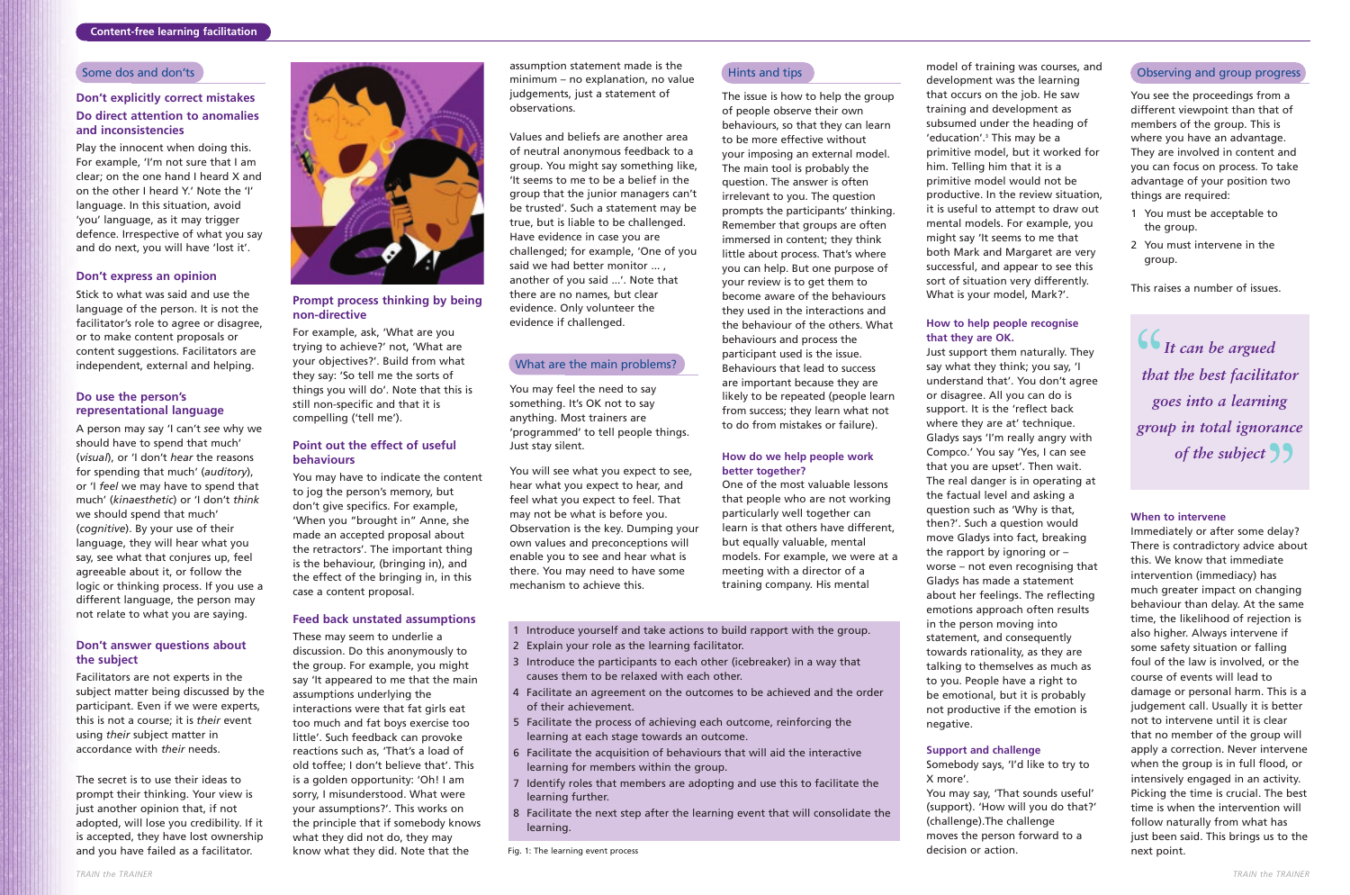## Content-free learning facilitation

### Some dos and don'ts

#### Don't explicitly correct mistakes

#### Do direct attention to anomalies and inconsistencies

Play the innocent when doing this. For example, 'I'm not sure that I am clear; on the one hand I heard X and on the other I heard Y.' Note the 'I' language. In this situation, avoid 'you' language, as it may trigger defence. Irrespective of what you say and do next, you will have 'lost it'.

#### Don't express an opinion

Stick to what was said and use the language of the person. It is not the facilitator's role to agree or disagree, or to make content proposals or content suggestions. Facilitators are independent, external and helping.

#### Do use the person's representational language

A person may say 'I can't *see* why we should have to spend that much' (*visual*), or 'I don't *hear* the reasons for spending that much' (*auditory*), or 'I *feel* we may have to spend that much' (*kinaesthetic*) or 'I don't *think* we should spend that much' (*cognitive*). By your use of their language, they will hear what you say, see what that conjures up, feel agreeable about it, or follow the logic or thinking process. If you use a different language, the person may not relate to what you are saying.

#### Don't answer questions about the subject

Facilitators are not experts in the subject matter being discussed by the participant. Even if we were experts, this is not a course; it is *their* event using *their* subject matter in accordance with *their* needs.

The secret is to use their ideas to prompt their thinking. Your view is just another opinion that, if not adopted, will lose you credibility. If it is accepted, they have lost ownership and you have failed as a facilitator.

#### Prompt process thinking by being non-directive

For example, ask, 'What are you trying to achieve?' not, 'What are your objectives?'. Build from what they say: 'So tell me the sorts of things you will do'. Note that this is still non-specific and that it is compelling ('tell me').

#### Point out the effect of useful behaviours

You may have to indicate the content to jog the person's memory, but don't give specifics. For example, 'When you "brought in" Anne, she made an accepted proposal about the retractors'. The important thing is the behaviour, (bringing in), and the effect of the bringing in, in this case a content proposal.

#### Feed back unstated assumptions

These may seem to underlie a discussion. Do this anonymously to the group. For example, you might say 'It appeared to me that the main assumptions underlying the interactions were that fat girls eat too much and fat boys exercise too little'. Such feedback can provoke reactions such as, 'That's a load of old toffee; I don't believe that'. This is a golden opportunity: 'Oh! I am sorry, I misunderstood. What were your assumptions?'. This works on the principle that if somebody knows what they did not do, they may know what they did. Note that the assumption statement made is the minimum – no explanation, no value judgements, just a statement of observations.

Values and beliefs are another area of neutral anonymous feedback to a group. You might say something like, 'It seems to me to be a belief in the group that the junior managers can't be trusted'. Such a statement may be true, but is liable to be challenged. Have evidence in case you are challenged; for example, 'One of you said we had better monitor ... , another of you said ...'. Note that there are no names, but clear evidence. Only volunteer the evidence if challenged.

### What are the main problems?

You may feel the need to say something. It's OK not to say anything. Most trainers are 'programmed' to tell people things. Just stay silent.

You will see what you expect to see, hear what you expect to hear, and feel what you expect to feel. That may not be what is there to be seen. Observation is the key. Dumping your own values and preconceptions will enable you to see and hear what is there. You may need to have some mechanism to achieve this.

1. Introduce yourself and take actions to build rapport with the group.
2. Explain your role as the learning facilitator.
3. Introduce the participants to each other (icebreaker) in a way that causes them to be relaxed with each other.
4. Facilitate an agreement on the outcomes to be achieved and the order of their achievement.
5. Facilitate the process of achieving each outcome, reinforcing the learning at each stage towards an outcome.
6. Facilitate the acquisition of behaviours that will aid the interactive learning for members within the group.
7. Identify roles that members are adopting and use this to facilitate the learning further.
8. Facilitate the next step after the learning event that will consolidate the learning.

Fig. 1: The learning event process

### Hints and tips

The issue is how to help the group of people observe their own behaviours, so that they can learn to be more effective without your imposing an external model. The main tool is probably the question. The answer is often irrelevant to you. The question prompts the participants' thinking. Remember that groups are often immersed in content; they think little about process. That's where you can help. But one purpose of your review is to get them to become aware of the behaviours they used in the interactions and the behaviour of the others. What behaviours and process the participant used is the issue. Behaviours that lead to success are important because they are likely to be repeated (people learn from success; they learn what not to do from mistakes or failure).

#### How do we help people work better together?

One of the most valuable lessons that people who are not working particularly well together can learn is that others have different, but equally valuable, mental models. For example, we were at a meeting with a director of a training company. His mental model of training was courses, and development was the learning that occurs on the job. He saw training and development as subsumed under the heading of 'education'.[3] This may be a primitive model, but it worked for him. Telling him that it is a primitive model would not be productive. In the review situation, it is useful to attempt to draw out mental models. For example, you might say 'It seems to me that both Mark and Margaret are very successful, and appear to see this sort of situation very differently. What is your model, Mark?'.

#### How to help people recognise that they are OK.

Just support them naturally. They say what they think; you say, 'I understand that'. You don't agree or disagree. All you can do is support. It is the 'reflect back where they are at' technique. Gladys says 'I'm really angry with Compco.' You say 'Yes, I can see that you are upset'. Then wait. The real danger is in operating at the factual level and asking a question such as 'Why is that, then?'. Such a question would move Gladys into fact, breaking the rapport by ignoring or – worse – not even recognising that Gladys has made a statement about her feelings. The reflecting emotions approach often results in the person moving into statement, and consequently towards rationality, as they are talking to themselves as much as to you. People have a right to be emotional, but it is probably not productive if the emotion is negative.

#### Support and challenge

Somebody says, 'I'd like to try to X more'.
You may say, 'That sounds useful' (support). 'How will you do that?' (challenge).The challenge moves the person forward to a decision or action.

### Observing and group progress

You see the proceedings from a different viewpoint than that of members of the group. This is where you have an advantage. They are involved in content and you can focus on process. To take advantage of your position two things are required:

1. You must be acceptable to the group.
2. You must intervene in the group.

This raises a number of issues.

> *"It can be argued that the best facilitator goes into a learning group in total ignorance of the subject"*

#### When to intervene

Immediately or after some delay? There is contradictory advice about this. We know that immediate intervention (immediacy) has much greater impact on changing behaviour than delay. At the same time, the likelihood of rejection is also higher. Always intervene if some safety situation or falling foul of the law is involved, or the course of events will lead to damage or personal harm. This is a judgement call. Usually it is better not to intervene until it is clear that no member of the group will apply a correction. Never intervene when the group is in full flood, or intensively engaged in an activity. Picking the time is crucial. The best time is when the intervention will follow naturally from what has just been said. This brings us to the next point.